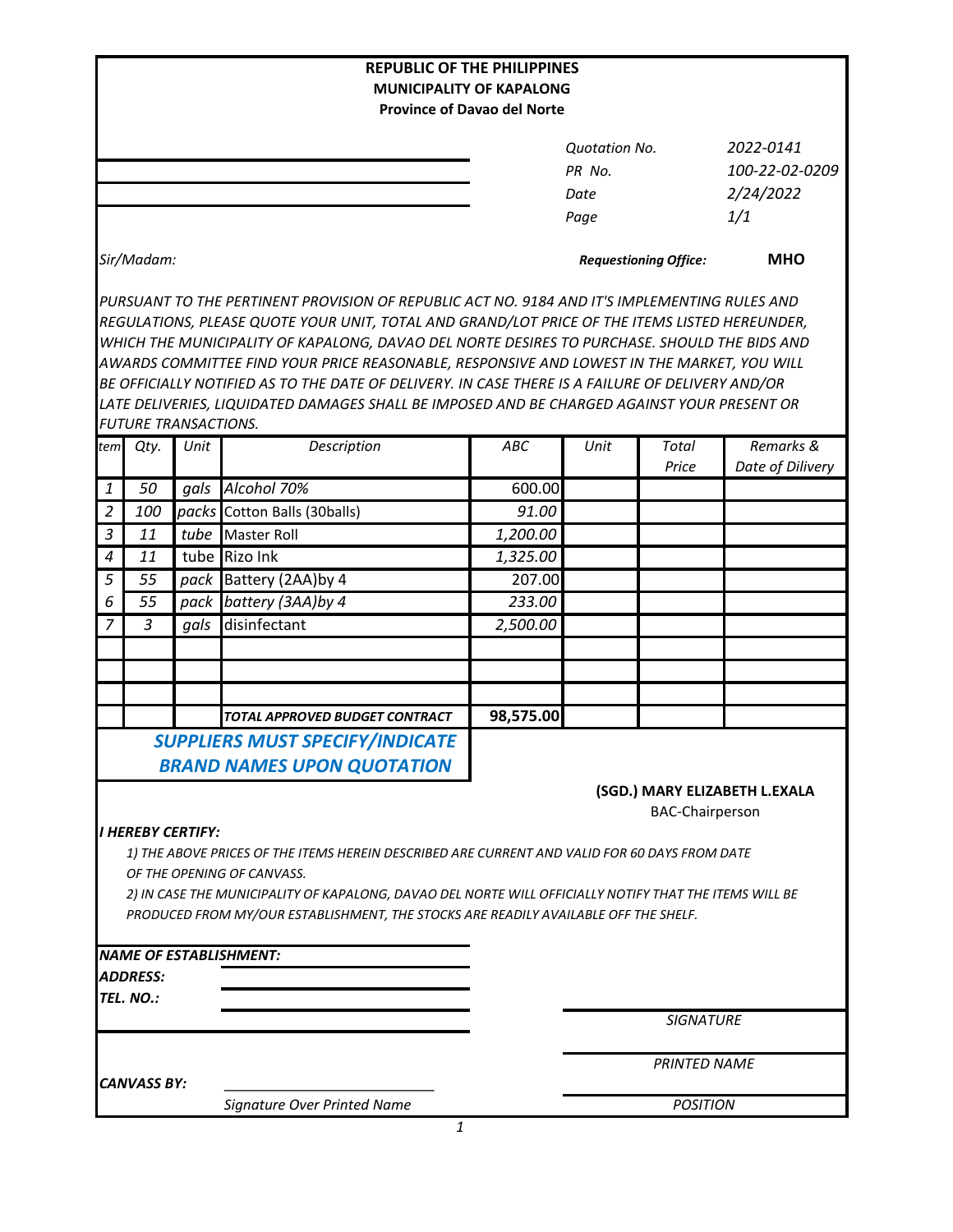**REPUBLIC OF THE PHILIPPINES**
**MUNICIPALITY OF KAPALONG**
**Province of Davao del Norte**

| | |
|---|---|
| *Quotation No.* | *2022-0141* |
| *PR No.* | *100-22-02-0209* |
| *Date* | *2/24/2022* |
| *Page* | *1/1* |

*Sir/Madam:*

***Requestioning Office:*** **MHO**

*PURSUANT TO THE PERTINENT PROVISION OF REPUBLIC ACT NO. 9184 AND IT'S IMPLEMENTING RULES AND REGULATIONS, PLEASE QUOTE YOUR UNIT, TOTAL AND GRAND/LOT PRICE OF THE ITEMS LISTED HEREUNDER, WHICH THE MUNICIPALITY OF KAPALONG, DAVAO DEL NORTE DESIRES TO PURCHASE. SHOULD THE BIDS AND AWARDS COMMITTEE FIND YOUR PRICE REASONABLE, RESPONSIVE AND LOWEST IN THE MARKET, YOU WILL BE OFFICIALLY NOTIFIED AS TO THE DATE OF DELIVERY. IN CASE THERE IS A FAILURE OF DELIVERY AND/OR LATE DELIVERIES, LIQUIDATED DAMAGES SHALL BE IMPOSED AND BE CHARGED AGAINST YOUR PRESENT OR FUTURE TRANSACTIONS.*

| *tem* | *Qty.* | *Unit* | *Description* | *ABC* | *Unit* | *Total Price* | *Remarks & Date of Dilivery* |
|---|---|---|---|---|---|---|---|
| *1* | *50* | *gals* | *Alcohol 70%* | 600.00 | | | |
| *2* | *100* | *packs* | Cotton Balls (30balls) | *91.00* | | | |
| *3* | *11* | *tube* | Master Roll | *1,200.00* | | | |
| *4* | *11* | tube | Rizo Ink | *1,325.00* | | | |
| *5* | *55* | *pack* | Battery (2AA)by 4 | 207.00 | | | |
| *6* | *55* | *pack* | *battery (3AA)by 4* | *233.00* | | | |
| *7* | *3* | *gals* | disinfectant | *2,500.00* | | | |
| | | | | | | | |
| | | | | | | | |
| | | | | | | | |
| | | | ***TOTAL APPROVED BUDGET CONTRACT*** | **98,575.00** | | | |

***SUPPLIERS MUST SPECIFY/INDICATE BRAND NAMES UPON QUOTATION***

**(SGD.) MARY ELIZABETH L.EXALA**
BAC-Chairperson

***I HEREBY CERTIFY:***

*1) THE ABOVE PRICES OF THE ITEMS HEREIN DESCRIBED ARE CURRENT AND VALID FOR 60 DAYS FROM DATE OF THE OPENING OF CANVASS.*

*2) IN CASE THE MUNICIPALITY OF KAPALONG, DAVAO DEL NORTE WILL OFFICIALLY NOTIFY THAT THE ITEMS WILL BE PRODUCED FROM MY/OUR ESTABLISHMENT, THE STOCKS ARE READILY AVAILABLE OFF THE SHELF.*

***NAME OF ESTABLISHMENT:***

***ADDRESS:***

***TEL. NO.:***

*SIGNATURE*

*PRINTED NAME*

***CANVASS BY:*** ____________________________

*Signature Over Printed Name*

*POSITION*